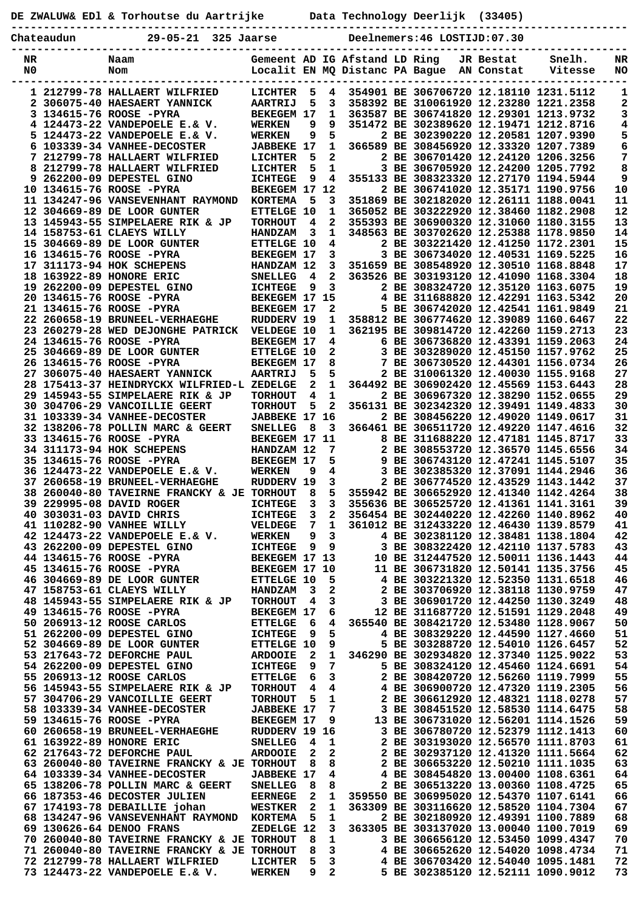DE ZWALUW& EDl & Torhoutse du Aartrijke       Data Technology Deerlijk  (33405)

Chateaudun          29-05-21  325 Jaarse          Deelnemers:46 LOSTIJD:07.30

| NR<br>N0 | Naam<br>Nom | Gemeent<br>Localit | AD<br>EN | IG<br>MQ | Afstand<br>Distanc | LD<br>PA | Ring<br>Bague | JR<br>AN | Bestat<br>Constat | Snelh.<br>Vitesse | NR<br>NO |
|---|---|---|---|---|---|---|---|---|---|---|---|
| 1 | 212799-78 HALLAERT WILFRIED | LICHTER | 5 | 4 | 354901 | BE | 3067067 | 20 | 12.18110 | 1231.5112 | 1 |
| 2 | 306075-40 HAESAERT YANNICK | AARTRIJ | 5 | 3 | 358392 | BE | 3100619 | 20 | 12.23280 | 1221.2358 | 2 |
| 3 | 134615-76 ROOSE -PYRA | BEKEGEM | 17 | 1 | 363587 | BE | 3067418 | 20 | 12.29301 | 1213.9732 | 3 |
| 4 | 124473-22 VANDEPOELE E.& V. | WERKEN | 9 | 9 | 351472 | BE | 3023896 | 20 | 12.19471 | 1212.8716 | 4 |
| 5 | 124473-22 VANDEPOELE E.& V. | WERKEN | 9 | 5 | 2 | BE | 3023902 | 20 | 12.20581 | 1207.9390 | 5 |
| 6 | 103339-34 VANHEE-DECOSTER | JABBEKE | 17 | 1 | 366589 | BE | 3084569 | 20 | 12.33320 | 1207.7389 | 6 |
| 7 | 212799-78 HALLAERT WILFRIED | LICHTER | 5 | 2 | 2 | BE | 3067014 | 20 | 12.24120 | 1206.3256 | 7 |
| 8 | 212799-78 HALLAERT WILFRIED | LICHTER | 5 | 1 | 3 | BE | 3067059 | 20 | 12.24200 | 1205.7792 | 8 |
| 9 | 262200-09 DEPESTEL GINO | ICHTEGE | 9 | 4 | 355133 | BE | 3083233 | 20 | 12.27170 | 1194.5944 | 9 |
| 10 | 134615-76 ROOSE -PYRA | BEKEGEM | 17 | 12 | 2 | BE | 3067410 | 20 | 12.35171 | 1190.9756 | 10 |
| 11 | 134247-96 VANSEVENHANT RAYMOND | KORTEMA | 5 | 3 | 351869 | BE | 3021820 | 20 | 12.26111 | 1188.0041 | 11 |
| 12 | 304669-89 DE LOOR GUNTER | ETTELGE | 10 | 1 | 365052 | BE | 3032229 | 20 | 12.38460 | 1182.2908 | 12 |
| 13 | 145943-55 SIMPELAERE RIK & JP | TORHOUT | 4 | 2 | 355393 | BE | 3069003 | 20 | 12.31060 | 1180.3155 | 13 |
| 14 | 158753-61 CLAEYS WILLY | HANDZAM | 3 | 1 | 348563 | BE | 3037026 | 20 | 12.25388 | 1178.9850 | 14 |
| 15 | 304669-89 DE LOOR GUNTER | ETTELGE | 10 | 4 | 2 | BE | 3032214 | 20 | 12.41250 | 1172.2301 | 15 |
| 16 | 134615-76 ROOSE -PYRA | BEKEGEM | 17 | 3 | 3 | BE | 3067340 | 20 | 12.40531 | 1169.5225 | 16 |
| 17 | 311173-94 HOK SCHEPENS | HANDZAM | 12 | 3 | 351659 | BE | 3085489 | 20 | 12.30510 | 1168.8848 | 17 |
| 18 | 163922-89 HONORE ERIC | SNELLEG | 4 | 2 | 363526 | BE | 3031931 | 20 | 12.41090 | 1168.3304 | 18 |
| 19 | 262200-09 DEPESTEL GINO | ICHTEGE | 9 | 3 | 2 | BE | 3083247 | 20 | 12.35120 | 1163.6075 | 19 |
| 20 | 134615-76 ROOSE -PYRA | BEKEGEM | 17 | 15 | 4 | BE | 3116888 | 20 | 12.42291 | 1163.5342 | 20 |
| 21 | 134615-76 ROOSE -PYRA | BEKEGEM | 17 | 2 | 5 | BE | 3067420 | 20 | 12.42541 | 1161.9849 | 21 |
| 22 | 260658-19 BRUNEEL-VERHAEGHE | RUDDERV | 19 | 1 | 358812 | BE | 3067746 | 20 | 12.39089 | 1160.6467 | 22 |
| 23 | 260279-28 WED DEJONGHE PATRICK | VELDEGE | 10 | 1 | 362195 | BE | 3098147 | 20 | 12.42260 | 1159.2713 | 23 |
| 24 | 134615-76 ROOSE -PYRA | BEKEGEM | 17 | 4 | 6 | BE | 3067368 | 20 | 12.43391 | 1159.2063 | 24 |
| 25 | 304669-89 DE LOOR GUNTER | ETTELGE | 10 | 2 | 3 | BE | 3032890 | 20 | 12.45150 | 1157.9762 | 25 |
| 26 | 134615-76 ROOSE -PYRA | BEKEGEM | 17 | 8 | 7 | BE | 3067305 | 20 | 12.44301 | 1156.0734 | 26 |
| 27 | 306075-40 HAESAERT YANNICK | AARTRIJ | 5 | 5 | 2 | BE | 3100613 | 20 | 12.40030 | 1155.9168 | 27 |
| 28 | 175413-37 HEINDRYCKX WILFRIED-L | ZEDELGE | 2 | 1 | 364492 | BE | 3069024 | 20 | 12.45569 | 1153.6443 | 28 |
| 29 | 145943-55 SIMPELAERE RIK & JP | TORHOUT | 4 | 1 | 2 | BE | 3069671 | 20 | 12.38290 | 1152.0655 | 29 |
| 30 | 304706-29 VANCOILLIE GEERT | TORHOUT | 5 | 2 | 356131 | BE | 3023423 | 20 | 12.39491 | 1149.4833 | 30 |
| 31 | 103339-34 VANHEE-DECOSTER | JABBEKE | 17 | 16 | 2 | BE | 3084562 | 20 | 12.49020 | 1149.0617 | 31 |
| 32 | 138206-78 POLLIN MARC & GEERT | SNELLEG | 8 | 3 | 366461 | BE | 3065117 | 20 | 12.49220 | 1147.4616 | 32 |
| 33 | 134615-76 ROOSE -PYRA | BEKEGEM | 17 | 11 | 8 | BE | 3116888 | 20 | 12.47181 | 1145.8717 | 33 |
| 34 | 311173-94 HOK SCHEPENS | HANDZAM | 12 | 7 | 2 | BE | 3085537 | 20 | 12.36570 | 1145.6556 | 34 |
| 35 | 134615-76 ROOSE -PYRA | BEKEGEM | 17 | 5 | 9 | BE | 3067431 | 20 | 12.47241 | 1145.5107 | 35 |
| 36 | 124473-22 VANDEPOELE E.& V. | WERKEN | 9 | 4 | 3 | BE | 3023853 | 20 | 12.37091 | 1144.2946 | 36 |
| 37 | 260658-19 BRUNEEL-VERHAEGHE | RUDDERV | 19 | 3 | 2 | BE | 3067745 | 20 | 12.43529 | 1143.1442 | 37 |
| 38 | 260040-80 TAVEIRNE FRANCKY & JE | TORHOUT | 8 | 5 | 355942 | BE | 3066529 | 20 | 12.41340 | 1142.4264 | 38 |
| 39 | 229995-08 DAVID ROGER | ICHTEGE | 3 | 3 | 355636 | BE | 3065257 | 20 | 12.41361 | 1141.3161 | 39 |
| 40 | 303031-03 DAVID CHRIS | ICHTEGE | 3 | 2 | 356454 | BE | 3024402 | 20 | 12.42260 | 1140.8962 | 40 |
| 41 | 110282-90 VANHEE WILLY | VELDEGE | 7 | 1 | 361012 | BE | 3124332 | 20 | 12.46330 | 1139.8579 | 41 |
| 42 | 124473-22 VANDEPOELE E.& V. | WERKEN | 9 | 3 | 4 | BE | 3023811 | 20 | 12.38481 | 1138.1804 | 42 |
| 43 | 262200-09 DEPESTEL GINO | ICHTEGE | 9 | 9 | 3 | BE | 3083224 | 20 | 12.42110 | 1137.5783 | 43 |
| 44 | 134615-76 ROOSE -PYRA | BEKEGEM | 17 | 13 | 10 | BE | 3124475 | 20 | 12.50011 | 1136.1443 | 44 |
| 45 | 134615-76 ROOSE -PYRA | BEKEGEM | 17 | 10 | 11 | BE | 3067318 | 20 | 12.50141 | 1135.3756 | 45 |
| 46 | 304669-89 DE LOOR GUNTER | ETTELGE | 10 | 5 | 4 | BE | 3032213 | 20 | 12.52350 | 1131.6518 | 46 |
| 47 | 158753-61 CLAEYS WILLY | HANDZAM | 3 | 2 | 2 | BE | 3037069 | 20 | 12.38118 | 1130.9759 | 47 |
| 48 | 145943-55 SIMPELAERE RIK & JP | TORHOUT | 4 | 3 | 3 | BE | 3069017 | 20 | 12.44250 | 1130.3249 | 48 |
| 49 | 134615-76 ROOSE -PYRA | BEKEGEM | 17 | 6 | 12 | BE | 3116877 | 20 | 12.51591 | 1129.2048 | 49 |
| 50 | 206913-12 ROOSE CARLOS | ETTELGE | 6 | 4 | 365540 | BE | 3084217 | 20 | 12.53480 | 1128.9067 | 50 |
| 51 | 262200-09 DEPESTEL GINO | ICHTEGE | 9 | 5 | 4 | BE | 3083292 | 20 | 12.44590 | 1127.4660 | 51 |
| 52 | 304669-89 DE LOOR GUNTER | ETTELGE | 10 | 9 | 5 | BE | 3032886 | 20 | 12.54010 | 1126.6457 | 52 |
| 53 | 217643-72 DEFORCHE PAUL | ARDOOIE | 2 | 1 | 346290 | BE | 3029348 | 20 | 12.37340 | 1125.9022 | 53 |
| 54 | 262200-09 DEPESTEL GINO | ICHTEGE | 9 | 7 | 5 | BE | 3083241 | 20 | 12.45460 | 1124.6691 | 54 |
| 55 | 206913-12 ROOSE CARLOS | ETTELGE | 6 | 3 | 2 | BE | 3084207 | 20 | 12.56260 | 1119.7999 | 55 |
| 56 | 145943-55 SIMPELAERE RIK & JP | TORHOUT | 4 | 4 | 4 | BE | 3069007 | 20 | 12.47320 | 1119.2305 | 56 |
| 57 | 304706-29 VANCOILLIE GEERT | TORHOUT | 5 | 1 | 2 | BE | 3066129 | 20 | 12.48321 | 1118.0278 | 57 |
| 58 | 103339-34 VANHEE-DECOSTER | JABBEKE | 17 | 7 | 3 | BE | 3084517 | 20 | 12.58530 | 1114.6475 | 58 |
| 59 | 134615-76 ROOSE -PYRA | BEKEGEM | 17 | 9 | 13 | BE | 3067310 | 20 | 12.56201 | 1114.1526 | 59 |
| 60 | 260658-19 BRUNEEL-VERHAEGHE | RUDDERV | 19 | 16 | 3 | BE | 3067806 | 20 | 12.52379 | 1112.1413 | 60 |
| 61 | 163922-89 HONORE ERIC | SNELLEG | 4 | 1 | 2 | BE | 3031930 | 20 | 12.56570 | 1111.8703 | 61 |
| 62 | 217643-72 DEFORCHE PAUL | ARDOOIE | 2 | 2 | 2 | BE | 3029371 | 20 | 12.41320 | 1111.5664 | 62 |
| 63 | 260040-80 TAVEIRNE FRANCKY & JE | TORHOUT | 8 | 8 | 2 | BE | 3066532 | 20 | 12.50210 | 1111.1035 | 63 |
| 64 | 103339-34 VANHEE-DECOSTER | JABBEKE | 17 | 4 | 4 | BE | 3084548 | 20 | 13.00400 | 1108.6361 | 64 |
| 65 | 138206-78 POLLIN MARC & GEERT | SNELLEG | 8 | 8 | 2 | BE | 3065135 | 20 | 13.00360 | 1108.4725 | 65 |
| 66 | 187353-46 DECOSTER JULIEN | EERNEGE | 2 | 1 | 359550 | BE | 3069951 | 20 | 12.54370 | 1107.6141 | 66 |
| 67 | 174193-78 DEBAILLIE johan | WESTKER | 2 | 1 | 363309 | BE | 3031166 | 20 | 12.58520 | 1104.7304 | 67 |
| 68 | 134247-96 VANSEVENHANT RAYMOND | KORTEMA | 5 | 1 | 2 | BE | 3021809 | 20 | 12.49391 | 1100.7889 | 68 |
| 69 | 130626-64 DENOO FRANS | ZEDELGE | 12 | 3 | 363305 | BE | 3031370 | 20 | 13.00040 | 1100.7019 | 69 |
| 70 | 260040-80 TAVEIRNE FRANCKY & JE | TORHOUT | 8 | 1 | 3 | BE | 3066561 | 20 | 12.53450 | 1099.4347 | 70 |
| 71 | 260040-80 TAVEIRNE FRANCKY & JE | TORHOUT | 8 | 3 | 4 | BE | 3066526 | 20 | 12.54020 | 1098.4734 | 71 |
| 72 | 212799-78 HALLAERT WILFRIED | LICHTER | 5 | 3 | 4 | BE | 3067034 | 20 | 12.54040 | 1095.1481 | 72 |
| 73 | 124473-22 VANDEPOELE E.& V. | WERKEN | 9 | 2 | 5 | BE | 3023851 | 20 | 12.52111 | 1090.9012 | 73 |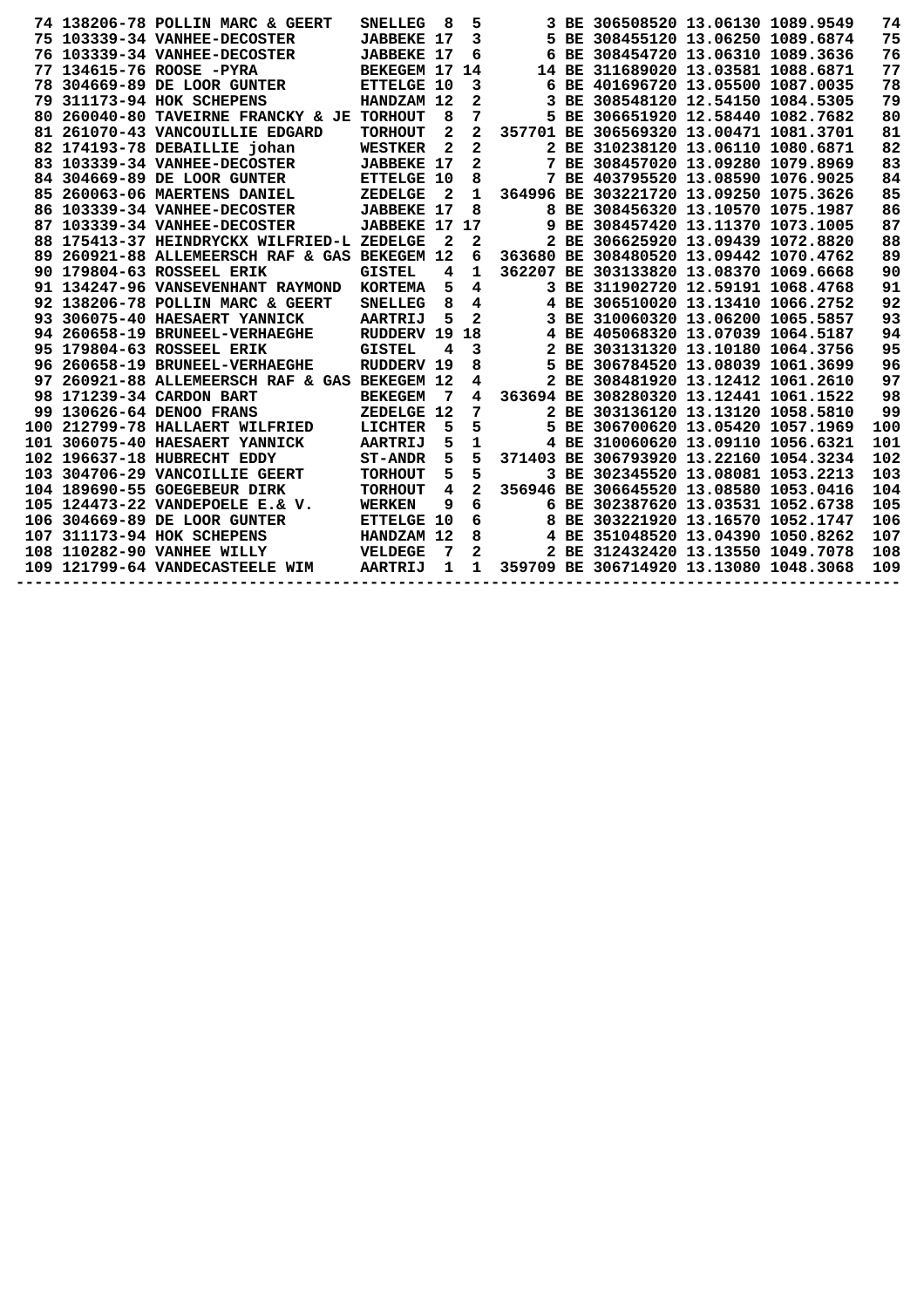| | | | | | | | | | | | |
|---|---|---|---|---|---|---|---|---|---|---|---|
| 74 | 138206-78 | POLLIN MARC & GEERT | SNELLEG | 8 | 5 | 3 | BE 306508520 | 13.06130 | 1089.9549 | | 74 |
| 75 | 103339-34 | VANHEE-DECOSTER | JABBEKE | 17 | 3 | 5 | BE 308455120 | 13.06250 | 1089.6874 | | 75 |
| 76 | 103339-34 | VANHEE-DECOSTER | JABBEKE | 17 | 6 | 6 | BE 308454720 | 13.06310 | 1089.3636 | | 76 |
| 77 | 134615-76 | ROOSE -PYRA | BEKEGEM | 17 | 14 | 14 | BE 311689020 | 13.03581 | 1088.6871 | | 77 |
| 78 | 304669-89 | DE LOOR GUNTER | ETTELGE | 10 | 3 | 6 | BE 401696720 | 13.05500 | 1087.0035 | | 78 |
| 79 | 311173-94 | HOK SCHEPENS | HANDZAM | 12 | 2 | 3 | BE 308548120 | 12.54150 | 1084.5305 | | 79 |
| 80 | 260040-80 | TAVEIRNE FRANCKY & JE | TORHOUT | 8 | 7 | 5 | BE 306651920 | 12.58440 | 1082.7682 | | 80 |
| 81 | 261070-43 | VANCOUILLIE EDGARD | TORHOUT | 2 | 2 | 357701 | BE 306569320 | 13.00471 | 1081.3701 | | 81 |
| 82 | 174193-78 | DEBAILLIE johan | WESTKER | 2 | 2 | 2 | BE 310238120 | 13.06110 | 1080.6871 | | 82 |
| 83 | 103339-34 | VANHEE-DECOSTER | JABBEKE | 17 | 2 | 7 | BE 308457020 | 13.09280 | 1079.8969 | | 83 |
| 84 | 304669-89 | DE LOOR GUNTER | ETTELGE | 10 | 8 | 7 | BE 403795520 | 13.08590 | 1076.9025 | | 84 |
| 85 | 260063-06 | MAERTENS DANIEL | ZEDELGE | 2 | 1 | 364996 | BE 303221720 | 13.09250 | 1075.3626 | | 85 |
| 86 | 103339-34 | VANHEE-DECOSTER | JABBEKE | 17 | 8 | 8 | BE 308456320 | 13.10570 | 1075.1987 | | 86 |
| 87 | 103339-34 | VANHEE-DECOSTER | JABBEKE | 17 | 17 | 9 | BE 308457420 | 13.11370 | 1073.1005 | | 87 |
| 88 | 175413-37 | HEINDRYCKX WILFRIED-L | ZEDELGE | 2 | 2 | 2 | BE 306625920 | 13.09439 | 1072.8820 | | 88 |
| 89 | 260921-88 | ALLEMEERSCH RAF & GAS | BEKEGEM | 12 | 6 | 363680 | BE 308480520 | 13.09442 | 1070.4762 | | 89 |
| 90 | 179804-63 | ROSSEEL ERIK | GISTEL | 4 | 1 | 362207 | BE 303133820 | 13.08370 | 1069.6668 | | 90 |
| 91 | 134247-96 | VANSEVENHANT RAYMOND | KORTEMA | 5 | 4 | 3 | BE 311902720 | 12.59191 | 1068.4768 | | 91 |
| 92 | 138206-78 | POLLIN MARC & GEERT | SNELLEG | 8 | 4 | 4 | BE 306510020 | 13.13410 | 1066.2752 | | 92 |
| 93 | 306075-40 | HAESAERT YANNICK | AARTRIJ | 5 | 2 | 3 | BE 310060320 | 13.06200 | 1065.5857 | | 93 |
| 94 | 260658-19 | BRUNEEL-VERHAEGHE | RUDDERV | 19 | 18 | 4 | BE 405068320 | 13.07039 | 1064.5187 | | 94 |
| 95 | 179804-63 | ROSSEEL ERIK | GISTEL | 4 | 3 | 2 | BE 303131320 | 13.10180 | 1064.3756 | | 95 |
| 96 | 260658-19 | BRUNEEL-VERHAEGHE | RUDDERV | 19 | 8 | 5 | BE 306784520 | 13.08039 | 1061.3699 | | 96 |
| 97 | 260921-88 | ALLEMEERSCH RAF & GAS | BEKEGEM | 12 | 4 | 2 | BE 308481920 | 13.12412 | 1061.2610 | | 97 |
| 98 | 171239-34 | CARDON BART | BEKEGEM | 7 | 4 | 363694 | BE 308280320 | 13.12441 | 1061.1522 | | 98 |
| 99 | 130626-64 | DENOO FRANS | ZEDELGE | 12 | 7 | 2 | BE 303136120 | 13.13120 | 1058.5810 | | 99 |
| 100 | 212799-78 | HALLAERT WILFRIED | LICHTER | 5 | 5 | 5 | BE 306700620 | 13.05420 | 1057.1969 | | 100 |
| 101 | 306075-40 | HAESAERT YANNICK | AARTRIJ | 5 | 1 | 4 | BE 310060620 | 13.09110 | 1056.6321 | | 101 |
| 102 | 196637-18 | HUBRECHT EDDY | ST-ANDR | 5 | 5 | 371403 | BE 306793920 | 13.22160 | 1054.3234 | | 102 |
| 103 | 304706-29 | VANCOILLIE GEERT | TORHOUT | 5 | 5 | 3 | BE 302345520 | 13.08081 | 1053.2213 | | 103 |
| 104 | 189690-55 | GOEGEBEUR DIRK | TORHOUT | 4 | 2 | 356946 | BE 306645520 | 13.08580 | 1053.0416 | | 104 |
| 105 | 124473-22 | VANDEPOELE E.& V. | WERKEN | 9 | 6 | 6 | BE 302387620 | 13.03531 | 1052.6738 | | 105 |
| 106 | 304669-89 | DE LOOR GUNTER | ETTELGE | 10 | 6 | 8 | BE 303221920 | 13.16570 | 1052.1747 | | 106 |
| 107 | 311173-94 | HOK SCHEPENS | HANDZAM | 12 | 8 | 4 | BE 351048520 | 13.04390 | 1050.8262 | | 107 |
| 108 | 110282-90 | VANHEE WILLY | VELDEGE | 7 | 2 | 2 | BE 312432420 | 13.13550 | 1049.7078 | | 108 |
| 109 | 121799-64 | VANDECASTEELE WIM | AARTRIJ | 1 | 1 | 359709 | BE 306714920 | 13.13080 | 1048.3068 | | 109 |

---